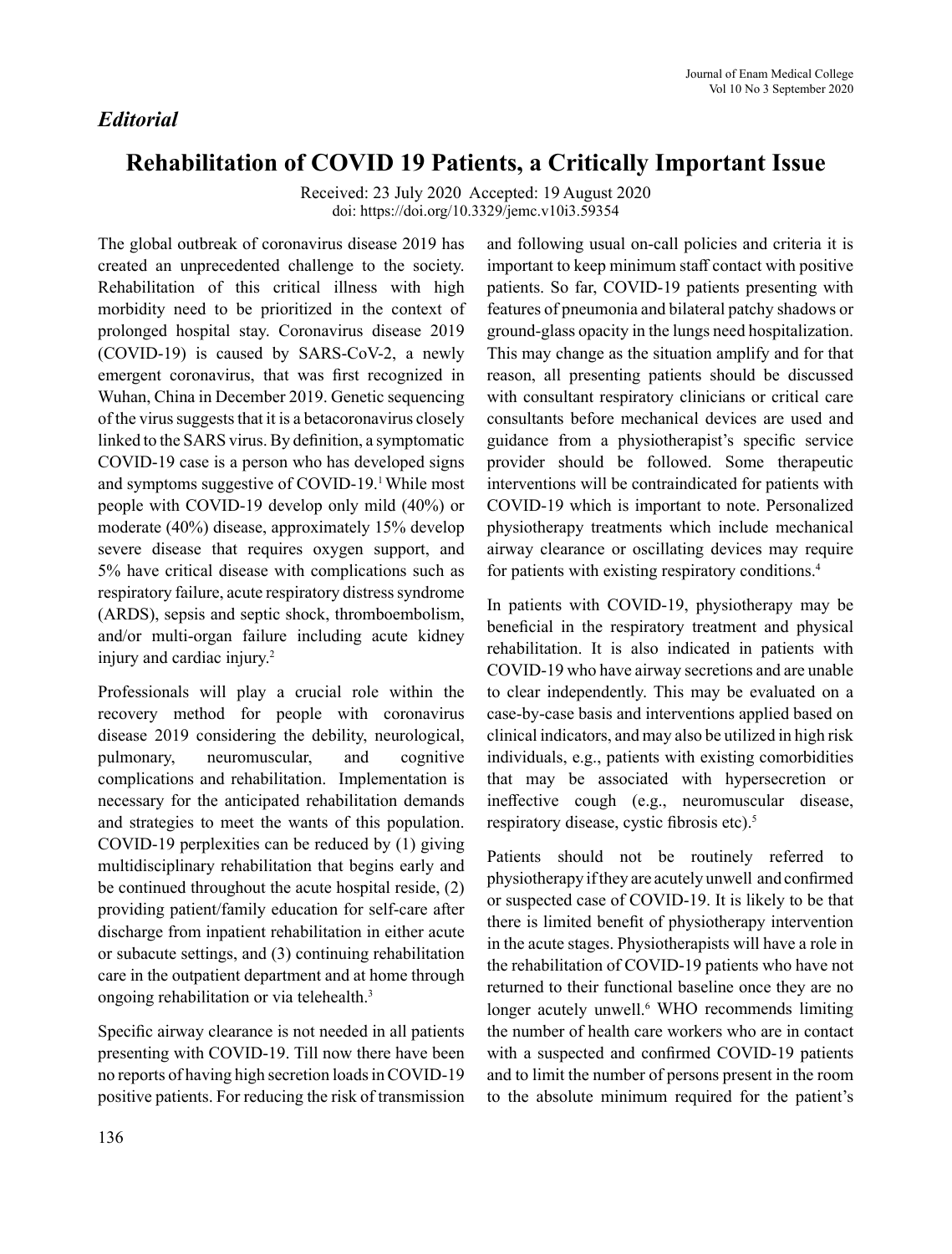*Editorial*

# Rehabilitation of COVID 19 Patients, a Critically Important Issue

Received: 23 July 2020 Accepted: 19 August 2020
doi: https://doi.org/10.3329/jemc.v10i3.59354

The global outbreak of coronavirus disease 2019 has created an unprecedented challenge to the society. Rehabilitation of this critical illness with high morbidity need to be prioritized in the context of prolonged hospital stay. Coronavirus disease 2019 (COVID-19) is caused by SARS-CoV-2, a newly emergent coronavirus, that was first recognized in Wuhan, China in December 2019. Genetic sequencing of the virus suggests that it is a betacoronavirus closely linked to the SARS virus. By definition, a symptomatic COVID-19 case is a person who has developed signs and symptoms suggestive of COVID-19.[1] While most people with COVID-19 develop only mild (40%) or moderate (40%) disease, approximately 15% develop severe disease that requires oxygen support, and 5% have critical disease with complications such as respiratory failure, acute respiratory distress syndrome (ARDS), sepsis and septic shock, thromboembolism, and/or multi-organ failure including acute kidney injury and cardiac injury.[2]

Professionals will play a crucial role within the recovery method for people with coronavirus disease 2019 considering the debility, neurological, pulmonary, neuromuscular, and cognitive complications and rehabilitation. Implementation is necessary for the anticipated rehabilitation demands and strategies to meet the wants of this population. COVID-19 perplexities can be reduced by (1) giving multidisciplinary rehabilitation that begins early and be continued throughout the acute hospital reside, (2) providing patient/family education for self-care after discharge from inpatient rehabilitation in either acute or subacute settings, and (3) continuing rehabilitation care in the outpatient department and at home through ongoing rehabilitation or via telehealth.[3]

Specific airway clearance is not needed in all patients presenting with COVID-19. Till now there have been no reports of having high secretion loads in COVID-19 positive patients. For reducing the risk of transmission and following usual on-call policies and criteria it is important to keep minimum staff contact with positive patients. So far, COVID-19 patients presenting with features of pneumonia and bilateral patchy shadows or ground-glass opacity in the lungs need hospitalization. This may change as the situation amplify and for that reason, all presenting patients should be discussed with consultant respiratory clinicians or critical care consultants before mechanical devices are used and guidance from a physiotherapist's specific service provider should be followed. Some therapeutic interventions will be contraindicated for patients with COVID-19 which is important to note. Personalized physiotherapy treatments which include mechanical airway clearance or oscillating devices may require for patients with existing respiratory conditions.[4]

In patients with COVID-19, physiotherapy may be beneficial in the respiratory treatment and physical rehabilitation. It is also indicated in patients with COVID-19 who have airway secretions and are unable to clear independently. This may be evaluated on a case-by-case basis and interventions applied based on clinical indicators, and may also be utilized in high risk individuals, e.g., patients with existing comorbidities that may be associated with hypersecretion or ineffective cough (e.g., neuromuscular disease, respiratory disease, cystic fibrosis etc).[5]

Patients should not be routinely referred to physiotherapy if they are acutely unwell and confirmed or suspected case of COVID-19. It is likely to be that there is limited benefit of physiotherapy intervention in the acute stages. Physiotherapists will have a role in the rehabilitation of COVID-19 patients who have not returned to their functional baseline once they are no longer acutely unwell.[6] WHO recommends limiting the number of health care workers who are in contact with a suspected and confirmed COVID-19 patients and to limit the number of persons present in the room to the absolute minimum required for the patient's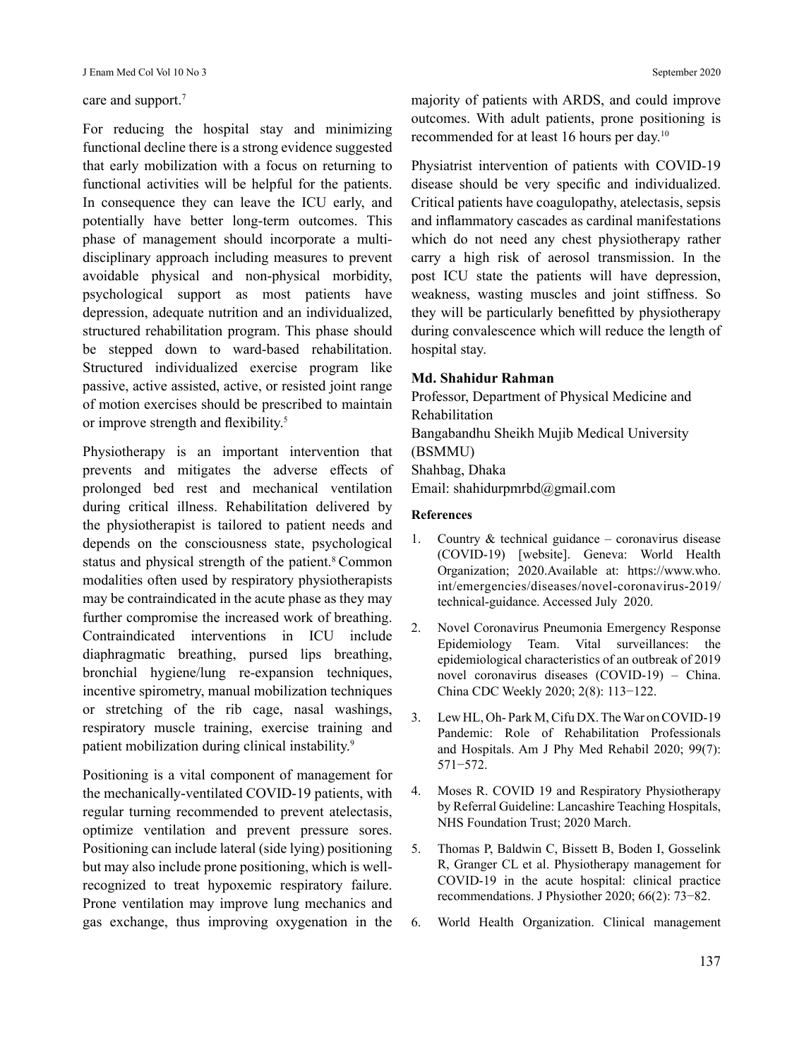care and support.[7]

For reducing the hospital stay and minimizing functional decline there is a strong evidence suggested that early mobilization with a focus on returning to functional activities will be helpful for the patients. In consequence they can leave the ICU early, and potentially have better long-term outcomes. This phase of management should incorporate a multi-disciplinary approach including measures to prevent avoidable physical and non-physical morbidity, psychological support as most patients have depression, adequate nutrition and an individualized, structured rehabilitation program. This phase should be stepped down to ward-based rehabilitation. Structured individualized exercise program like passive, active assisted, active, or resisted joint range of motion exercises should be prescribed to maintain or improve strength and flexibility.[5]

Physiotherapy is an important intervention that prevents and mitigates the adverse effects of prolonged bed rest and mechanical ventilation during critical illness. Rehabilitation delivered by the physiotherapist is tailored to patient needs and depends on the consciousness state, psychological status and physical strength of the patient.[8] Common modalities often used by respiratory physiotherapists may be contraindicated in the acute phase as they may further compromise the increased work of breathing. Contraindicated interventions in ICU include diaphragmatic breathing, pursed lips breathing, bronchial hygiene/lung re-expansion techniques, incentive spirometry, manual mobilization techniques or stretching of the rib cage, nasal washings, respiratory muscle training, exercise training and patient mobilization during clinical instability.[9]

Positioning is a vital component of management for the mechanically-ventilated COVID-19 patients, with regular turning recommended to prevent atelectasis, optimize ventilation and prevent pressure sores. Positioning can include lateral (side lying) positioning but may also include prone positioning, which is well-recognized to treat hypoxemic respiratory failure. Prone ventilation may improve lung mechanics and gas exchange, thus improving oxygenation in the majority of patients with ARDS, and could improve outcomes. With adult patients, prone positioning is recommended for at least 16 hours per day.[10]

Physiatrist intervention of patients with COVID-19 disease should be very specific and individualized. Critical patients have coagulopathy, atelectasis, sepsis and inflammatory cascades as cardinal manifestations which do not need any chest physiotherapy rather carry a high risk of aerosol transmission. In the post ICU state the patients will have depression, weakness, wasting muscles and joint stiffness. So they will be particularly benefitted by physiotherapy during convalescence which will reduce the length of hospital stay.

**Md. Shahidur Rahman**
Professor, Department of Physical Medicine and Rehabilitation
Bangabandhu Sheikh Mujib Medical University (BSMMU)
Shahbag, Dhaka
Email: shahidurpmrbd@gmail.com

**References**

1. Country & technical guidance – coronavirus disease (COVID-19) [website]. Geneva: World Health Organization; 2020.Available at: https://www.who.int/emergencies/diseases/novel-coronavirus-2019/technical-guidance. Accessed July 2020.
2. Novel Coronavirus Pneumonia Emergency Response Epidemiology Team. Vital surveillances: the epidemiological characteristics of an outbreak of 2019 novel coronavirus diseases (COVID-19) – China. China CDC Weekly 2020; 2(8): 113−122.
3. Lew HL, Oh- Park M, Cifu DX. The War on COVID-19 Pandemic: Role of Rehabilitation Professionals and Hospitals. Am J Phy Med Rehabil 2020; 99(7): 571−572.
4. Moses R. COVID 19 and Respiratory Physiotherapy by Referral Guideline: Lancashire Teaching Hospitals, NHS Foundation Trust; 2020 March.
5. Thomas P, Baldwin C, Bissett B, Boden I, Gosselink R, Granger CL et al. Physiotherapy management for COVID-19 in the acute hospital: clinical practice recommendations. J Physiother 2020; 66(2): 73−82.
6. World Health Organization. Clinical management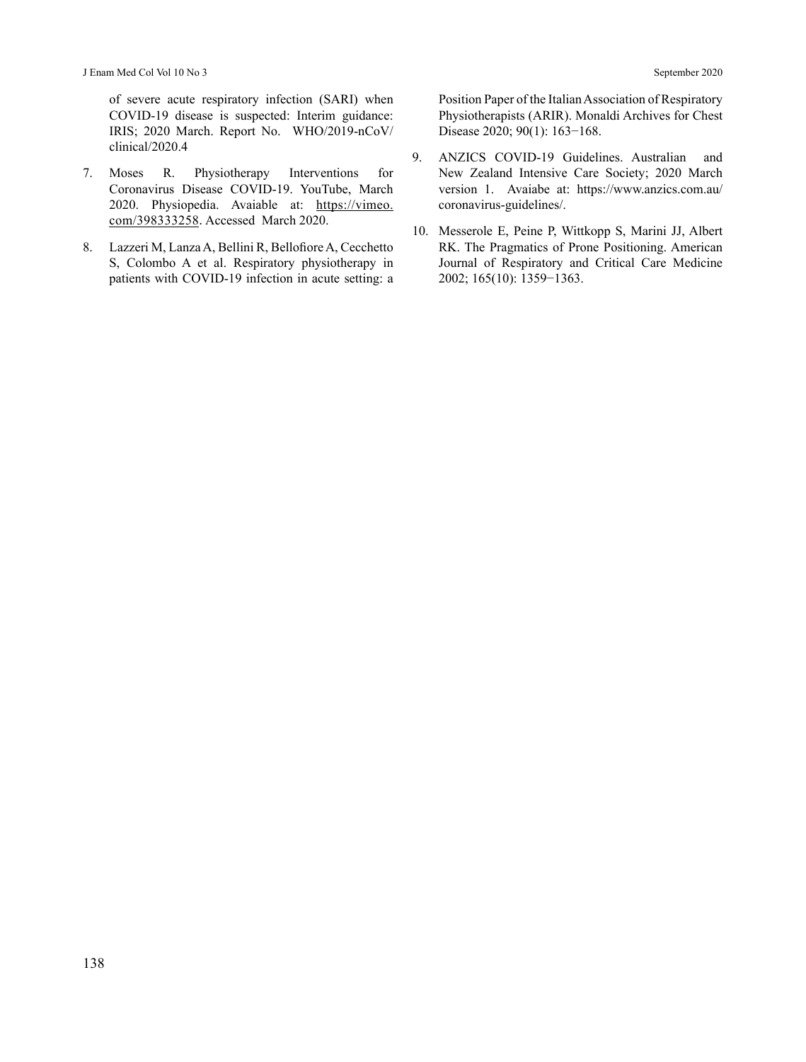of severe acute respiratory infection (SARI) when COVID-19 disease is suspected: Interim guidance: IRIS; 2020 March. Report No. WHO/2019-nCoV/clinical/2020.4

7. Moses R. Physiotherapy Interventions for Coronavirus Disease COVID-19. YouTube, March 2020. Physiopedia. Avaiable at: https://vimeo.com/398333258. Accessed March 2020.

8. Lazzeri M, Lanza A, Bellini R, Bellofiore A, Cecchetto S, Colombo A et al. Respiratory physiotherapy in patients with COVID-19 infection in acute setting: a Position Paper of the Italian Association of Respiratory Physiotherapists (ARIR). Monaldi Archives for Chest Disease 2020; 90(1): 163−168.

9. ANZICS COVID-19 Guidelines. Australian and New Zealand Intensive Care Society; 2020 March version 1. Avaiabe at: https://www.anzics.com.au/coronavirus-guidelines/.

10. Messerole E, Peine P, Wittkopp S, Marini JJ, Albert RK. The Pragmatics of Prone Positioning. American Journal of Respiratory and Critical Care Medicine 2002; 165(10): 1359−1363.